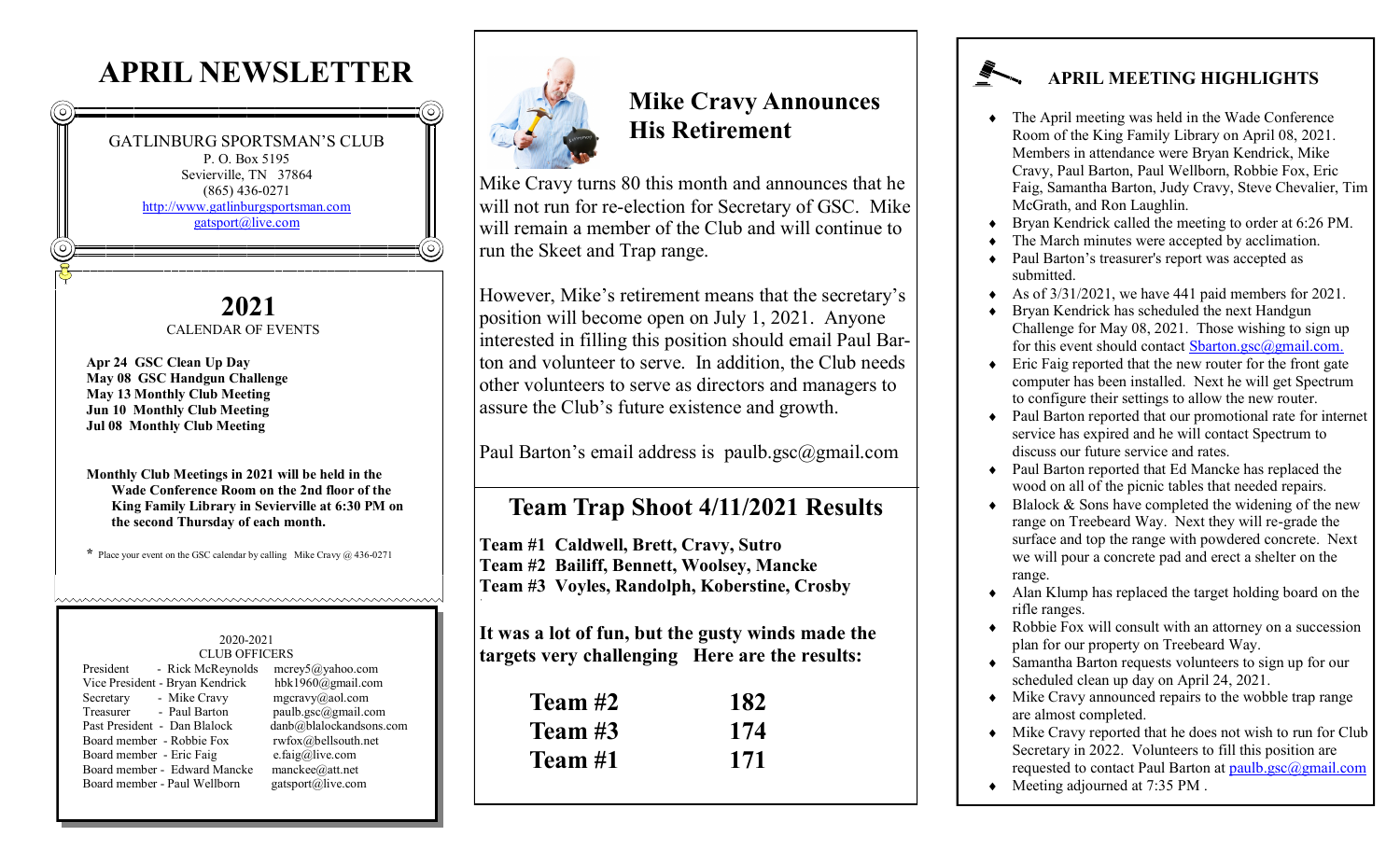# APRIL NEWSLETTER

GATLINBURG SPORTSMAN'S CLUB
P. O. Box 5195
Sevierville, TN 37864
(865) 436-0271
http://www.gatlinburgsportsman.com
gatsport@live.com

## 2021

CALENDAR OF EVENTS

**Apr 24 GSC Clean Up Day**
**May 08 GSC Handgun Challenge**
**May 13 Monthly Club Meeting**
**Jun 10 Monthly Club Meeting**
**Jul 08 Monthly Club Meeting**

**Monthly Club Meetings in 2021 will be held in the Wade Conference Room on the 2nd floor of the King Family Library in Sevierville at 6:30 PM on the second Thursday of each month.**

* Place your event on the GSC calendar by calling Mike Cravy @ 436-0271

2020-2021
CLUB OFFICERS

| | |
|---|---|
| President - Rick McReynolds | mcrey5@yahoo.com |
| Vice President - Bryan Kendrick | hbk1960@gmail.com |
| Secretary - Mike Cravy | mgcravy@aol.com |
| Treasurer - Paul Barton | paulb.gsc@gmail.com |
| Past President - Dan Blalock | danb@blalockandsons.com |
| Board member - Robbie Fox | rwfox@bellsouth.net |
| Board member - Eric Faig | e.faig@live.com |
| Board member - Edward Mancke | manckee@att.net |
| Board member - Paul Wellborn | gatsport@live.com |

## Mike Cravy Announces His Retirement

Mike Cravy turns 80 this month and announces that he will not run for re-election for Secretary of GSC. Mike will remain a member of the Club and will continue to run the Skeet and Trap range.

However, Mike's retirement means that the secretary's position will become open on July 1, 2021. Anyone interested in filling this position should email Paul Barton and volunteer to serve. In addition, the Club needs other volunteers to serve as directors and managers to assure the Club's future existence and growth.

Paul Barton's email address is paulb.gsc@gmail.com

## Team Trap Shoot 4/11/2021 Results

**Team #1 Caldwell, Brett, Cravy, Sutro**
**Team #2 Bailiff, Bennett, Woolsey, Mancke**
**Team #3 Voyles, Randolph, Koberstine, Crosby**

**It was a lot of fun, but the gusty winds made the targets very challenging Here are the results:**

| | |
|---|---|
| **Team #2** | **182** |
| **Team #3** | **174** |
| **Team #1** | **171** |

## APRIL MEETING HIGHLIGHTS

- The April meeting was held in the Wade Conference Room of the King Family Library on April 08, 2021. Members in attendance were Bryan Kendrick, Mike Cravy, Paul Barton, Paul Wellborn, Robbie Fox, Eric Faig, Samantha Barton, Judy Cravy, Steve Chevalier, Tim McGrath, and Ron Laughlin.
- Bryan Kendrick called the meeting to order at 6:26 PM.
- The March minutes were accepted by acclimation.
- Paul Barton's treasurer's report was accepted as submitted.
- As of 3/31/2021, we have 441 paid members for 2021.
- Bryan Kendrick has scheduled the next Handgun Challenge for May 08, 2021. Those wishing to sign up for this event should contact Sbarton.gsc@gmail.com.
- Eric Faig reported that the new router for the front gate computer has been installed. Next he will get Spectrum to configure their settings to allow the new router.
- Paul Barton reported that our promotional rate for internet service has expired and he will contact Spectrum to discuss our future service and rates.
- Paul Barton reported that Ed Mancke has replaced the wood on all of the picnic tables that needed repairs.
- Blalock & Sons have completed the widening of the new range on Treebeard Way. Next they will re-grade the surface and top the range with powdered concrete. Next we will pour a concrete pad and erect a shelter on the range.
- Alan Klump has replaced the target holding board on the rifle ranges.
- Robbie Fox will consult with an attorney on a succession plan for our property on Treebeard Way.
- Samantha Barton requests volunteers to sign up for our scheduled clean up day on April 24, 2021.
- Mike Cravy announced repairs to the wobble trap range are almost completed.
- Mike Cravy reported that he does not wish to run for Club Secretary in 2022. Volunteers to fill this position are requested to contact Paul Barton at paulb.gsc@gmail.com
- Meeting adjourned at 7:35 PM .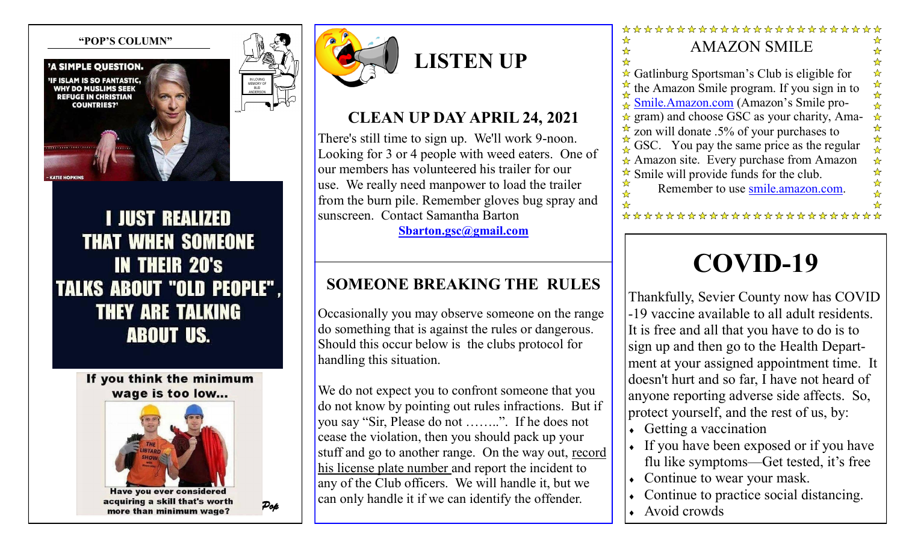## "POP'S COLUMN"

'A SIMPLE QUESTION.

'IF ISLAM IS SO FANTASTIC, WHY DO MUSLIMS SEEK REFUGE IN CHRISTIAN COUNTRIES?'

- KATIE HOPKINS

IN LOVING MEMORY OF BUD ANDERSON

I JUST REALIZED THAT WHEN SOMEONE IN THEIR 20's TALKS ABOUT "OLD PEOPLE", THEY ARE TALKING ABOUT US.

If you think the minimum wage is too low...

Have you ever considered acquiring a skill that's worth more than minimum wage?

*Pop*

# LISTEN UP

## CLEAN UP DAY APRIL 24, 2021

There's still time to sign up. We'll work 9-noon. Looking for 3 or 4 people with weed eaters. One of our members has volunteered his trailer for our use. We really need manpower to load the trailer from the burn pile. Remember gloves bug spray and sunscreen. Contact Samantha Barton

**Sbarton.gsc@gmail.com**

## SOMEONE BREAKING THE RULES

Occasionally you may observe someone on the range do something that is against the rules or dangerous. Should this occur below is the clubs protocol for handling this situation.

We do not expect you to confront someone that you do not know by pointing out rules infractions. But if you say "Sir, Please do not ……..". If he does not cease the violation, then you should pack up your stuff and go to another range. On the way out, record his license plate number and report the incident to any of the Club officers. We will handle it, but we can only handle it if we can identify the offender.

## AMAZON SMILE

Gatlinburg Sportsman's Club is eligible for the Amazon Smile program. If you sign in to Smile.Amazon.com (Amazon's Smile program) and choose GSC as your charity, Amazon will donate .5% of your purchases to GSC. You pay the same price as the regular Amazon site. Every purchase from Amazon Smile will provide funds for the club.

Remember to use smile.amazon.com.

# COVID-19

Thankfully, Sevier County now has COVID-19 vaccine available to all adult residents. It is free and all that you have to do is to sign up and then go to the Health Department at your assigned appointment time. It doesn't hurt and so far, I have not heard of anyone reporting adverse side affects. So, protect yourself, and the rest of us, by:

- Getting a vaccination
- If you have been exposed or if you have flu like symptoms—Get tested, it's free
- Continue to wear your mask.
- Continue to practice social distancing.
- Avoid crowds